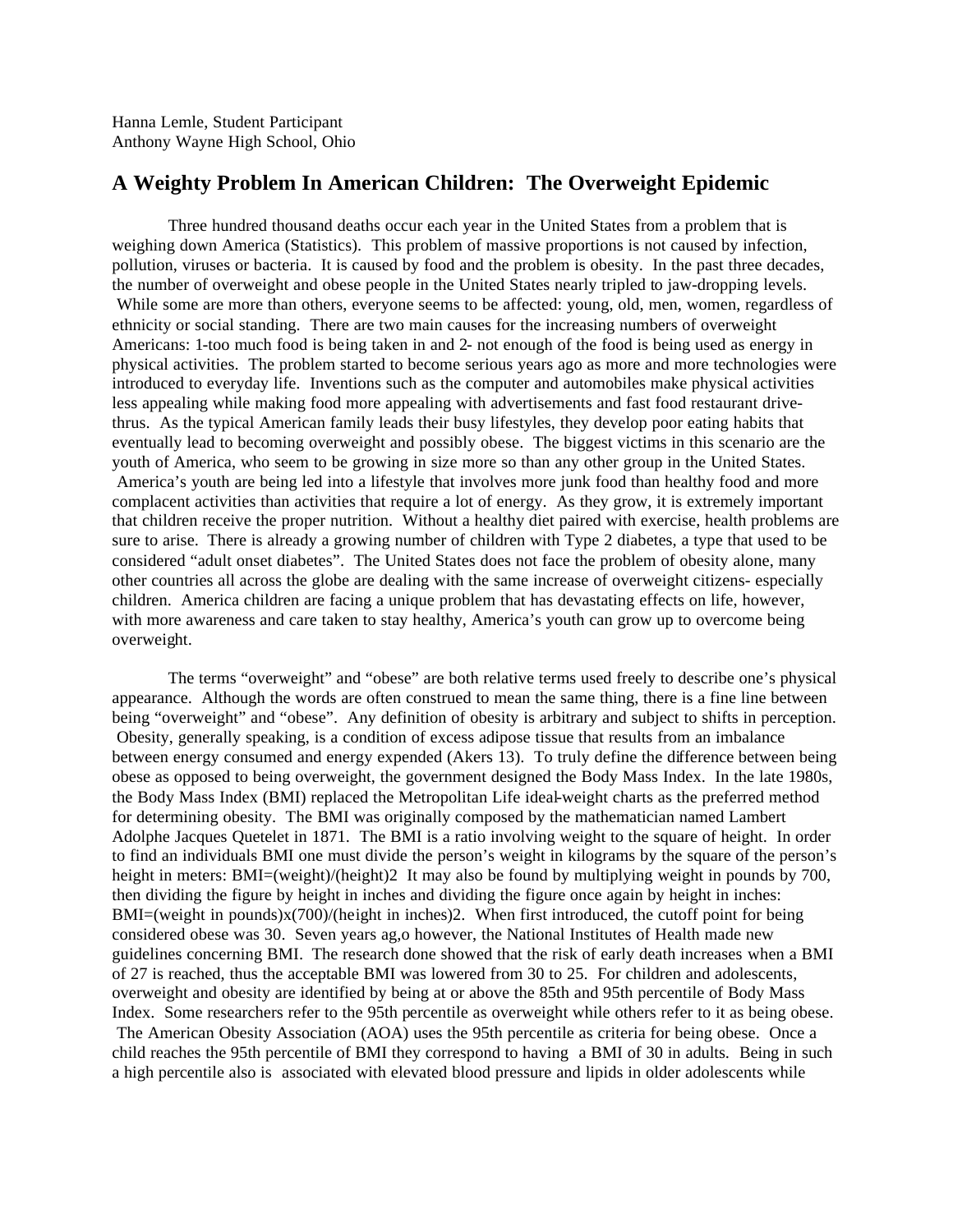Hanna Lemle, Student Participant
Anthony Wayne High School, Ohio

# A Weighty Problem In American Children: The Overweight Epidemic

Three hundred thousand deaths occur each year in the United States from a problem that is weighing down America (Statistics). This problem of massive proportions is not caused by infection, pollution, viruses or bacteria. It is caused by food and the problem is obesity. In the past three decades, the number of overweight and obese people in the United States nearly tripled to jaw-dropping levels. While some are more than others, everyone seems to be affected: young, old, men, women, regardless of ethnicity or social standing. There are two main causes for the increasing numbers of overweight Americans: 1-too much food is being taken in and 2- not enough of the food is being used as energy in physical activities. The problem started to become serious years ago as more and more technologies were introduced to everyday life. Inventions such as the computer and automobiles make physical activities less appealing while making food more appealing with advertisements and fast food restaurant drive-thrus. As the typical American family leads their busy lifestyles, they develop poor eating habits that eventually lead to becoming overweight and possibly obese. The biggest victims in this scenario are the youth of America, who seem to be growing in size more so than any other group in the United States. America's youth are being led into a lifestyle that involves more junk food than healthy food and more complacent activities than activities that require a lot of energy. As they grow, it is extremely important that children receive the proper nutrition. Without a healthy diet paired with exercise, health problems are sure to arise. There is already a growing number of children with Type 2 diabetes, a type that used to be considered "adult onset diabetes". The United States does not face the problem of obesity alone, many other countries all across the globe are dealing with the same increase of overweight citizens- especially children. America children are facing a unique problem that has devastating effects on life, however, with more awareness and care taken to stay healthy, America's youth can grow up to overcome being overweight.

The terms "overweight" and "obese" are both relative terms used freely to describe one's physical appearance. Although the words are often construed to mean the same thing, there is a fine line between being "overweight" and "obese". Any definition of obesity is arbitrary and subject to shifts in perception. Obesity, generally speaking, is a condition of excess adipose tissue that results from an imbalance between energy consumed and energy expended (Akers 13). To truly define the difference between being obese as opposed to being overweight, the government designed the Body Mass Index. In the late 1980s, the Body Mass Index (BMI) replaced the Metropolitan Life ideal-weight charts as the preferred method for determining obesity. The BMI was originally composed by the mathematician named Lambert Adolphe Jacques Quetelet in 1871. The BMI is a ratio involving weight to the square of height. In order to find an individuals BMI one must divide the person's weight in kilograms by the square of the person's height in meters: $BMI=(weight)/(height)^2$ It may also be found by multiplying weight in pounds by 700, then dividing the figure by height in inches and dividing the figure once again by height in inches: $BMI=(\text{weight in pounds})x(700)/(\text{height in inches})^2$. When first introduced, the cutoff point for being considered obese was 30. Seven years ag,o however, the National Institutes of Health made new guidelines concerning BMI. The research done showed that the risk of early death increases when a BMI of 27 is reached, thus the acceptable BMI was lowered from 30 to 25. For children and adolescents, overweight and obesity are identified by being at or above the 85th and 95th percentile of Body Mass Index. Some researchers refer to the 95th percentile as overweight while others refer to it as being obese. The American Obesity Association (AOA) uses the 95th percentile as criteria for being obese. Once a child reaches the 95th percentile of BMI they correspond to having a BMI of 30 in adults. Being in such a high percentile also is associated with elevated blood pressure and lipids in older adolescents while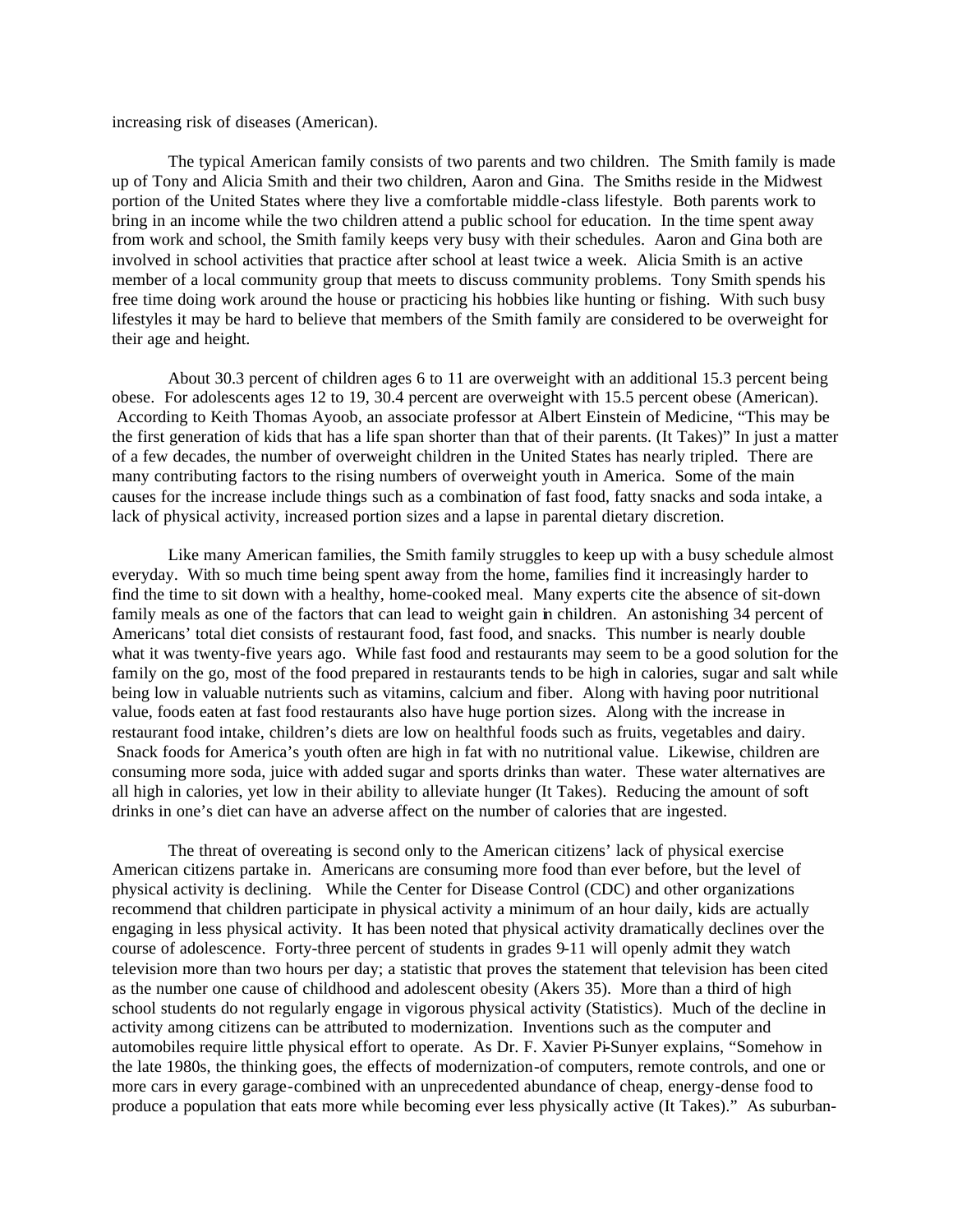increasing risk of diseases (American).

The typical American family consists of two parents and two children. The Smith family is made up of Tony and Alicia Smith and their two children, Aaron and Gina. The Smiths reside in the Midwest portion of the United States where they live a comfortable middle-class lifestyle. Both parents work to bring in an income while the two children attend a public school for education. In the time spent away from work and school, the Smith family keeps very busy with their schedules. Aaron and Gina both are involved in school activities that practice after school at least twice a week. Alicia Smith is an active member of a local community group that meets to discuss community problems. Tony Smith spends his free time doing work around the house or practicing his hobbies like hunting or fishing. With such busy lifestyles it may be hard to believe that members of the Smith family are considered to be overweight for their age and height.

About 30.3 percent of children ages 6 to 11 are overweight with an additional 15.3 percent being obese. For adolescents ages 12 to 19, 30.4 percent are overweight with 15.5 percent obese (American). According to Keith Thomas Ayoob, an associate professor at Albert Einstein of Medicine, "This may be the first generation of kids that has a life span shorter than that of their parents. (It Takes)" In just a matter of a few decades, the number of overweight children in the United States has nearly tripled. There are many contributing factors to the rising numbers of overweight youth in America. Some of the main causes for the increase include things such as a combination of fast food, fatty snacks and soda intake, a lack of physical activity, increased portion sizes and a lapse in parental dietary discretion.

Like many American families, the Smith family struggles to keep up with a busy schedule almost everyday. With so much time being spent away from the home, families find it increasingly harder to find the time to sit down with a healthy, home-cooked meal. Many experts cite the absence of sit-down family meals as one of the factors that can lead to weight gain in children. An astonishing 34 percent of Americans' total diet consists of restaurant food, fast food, and snacks. This number is nearly double what it was twenty-five years ago. While fast food and restaurants may seem to be a good solution for the family on the go, most of the food prepared in restaurants tends to be high in calories, sugar and salt while being low in valuable nutrients such as vitamins, calcium and fiber. Along with having poor nutritional value, foods eaten at fast food restaurants also have huge portion sizes. Along with the increase in restaurant food intake, children's diets are low on healthful foods such as fruits, vegetables and dairy. Snack foods for America's youth often are high in fat with no nutritional value. Likewise, children are consuming more soda, juice with added sugar and sports drinks than water. These water alternatives are all high in calories, yet low in their ability to alleviate hunger (It Takes). Reducing the amount of soft drinks in one's diet can have an adverse affect on the number of calories that are ingested.

The threat of overeating is second only to the American citizens' lack of physical exercise American citizens partake in. Americans are consuming more food than ever before, but the level of physical activity is declining. While the Center for Disease Control (CDC) and other organizations recommend that children participate in physical activity a minimum of an hour daily, kids are actually engaging in less physical activity. It has been noted that physical activity dramatically declines over the course of adolescence. Forty-three percent of students in grades 9-11 will openly admit they watch television more than two hours per day; a statistic that proves the statement that television has been cited as the number one cause of childhood and adolescent obesity (Akers 35). More than a third of high school students do not regularly engage in vigorous physical activity (Statistics). Much of the decline in activity among citizens can be attributed to modernization. Inventions such as the computer and automobiles require little physical effort to operate. As Dr. F. Xavier Pi-Sunyer explains, "Somehow in the late 1980s, the thinking goes, the effects of modernization-of computers, remote controls, and one or more cars in every garage-combined with an unprecedented abundance of cheap, energy-dense food to produce a population that eats more while becoming ever less physically active (It Takes)." As suburban-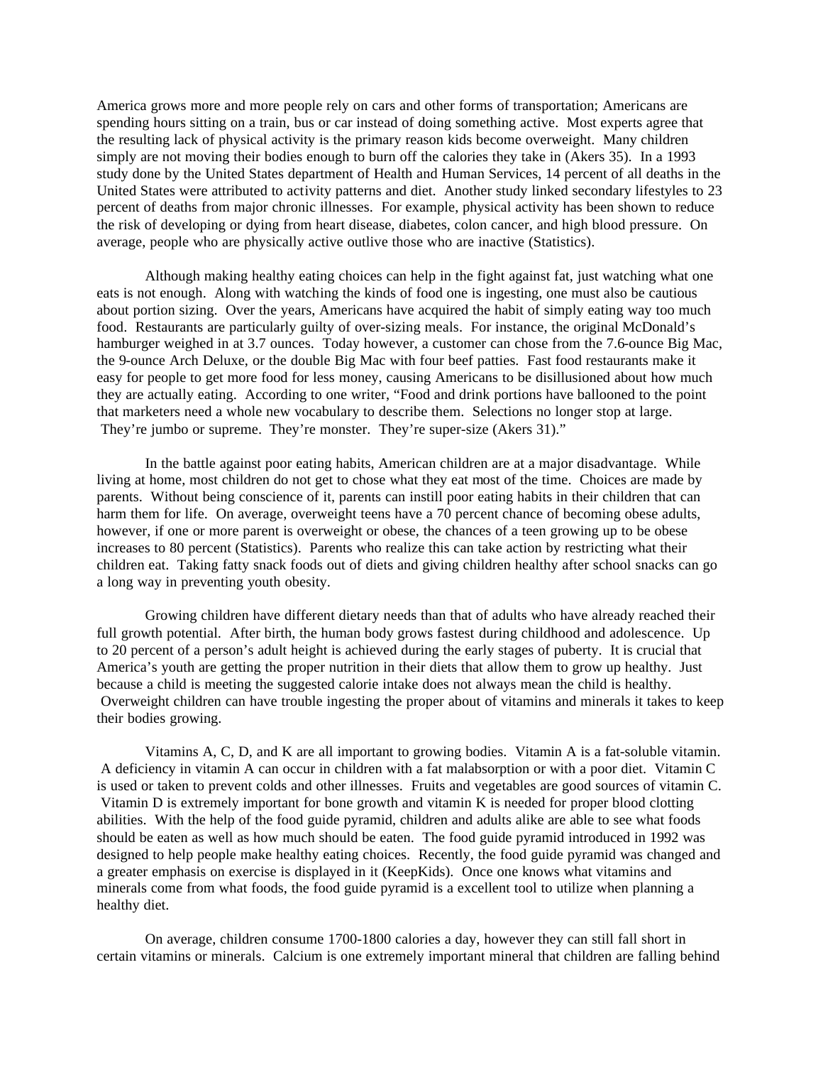America grows more and more people rely on cars and other forms of transportation; Americans are spending hours sitting on a train, bus or car instead of doing something active. Most experts agree that the resulting lack of physical activity is the primary reason kids become overweight. Many children simply are not moving their bodies enough to burn off the calories they take in (Akers 35). In a 1993 study done by the United States department of Health and Human Services, 14 percent of all deaths in the United States were attributed to activity patterns and diet. Another study linked secondary lifestyles to 23 percent of deaths from major chronic illnesses. For example, physical activity has been shown to reduce the risk of developing or dying from heart disease, diabetes, colon cancer, and high blood pressure. On average, people who are physically active outlive those who are inactive (Statistics).

Although making healthy eating choices can help in the fight against fat, just watching what one eats is not enough. Along with watching the kinds of food one is ingesting, one must also be cautious about portion sizing. Over the years, Americans have acquired the habit of simply eating way too much food. Restaurants are particularly guilty of over-sizing meals. For instance, the original McDonald's hamburger weighed in at 3.7 ounces. Today however, a customer can chose from the 7.6-ounce Big Mac, the 9-ounce Arch Deluxe, or the double Big Mac with four beef patties. Fast food restaurants make it easy for people to get more food for less money, causing Americans to be disillusioned about how much they are actually eating. According to one writer, "Food and drink portions have ballooned to the point that marketers need a whole new vocabulary to describe them. Selections no longer stop at large. They're jumbo or supreme. They're monster. They're super-size (Akers 31)."

In the battle against poor eating habits, American children are at a major disadvantage. While living at home, most children do not get to chose what they eat most of the time. Choices are made by parents. Without being conscience of it, parents can instill poor eating habits in their children that can harm them for life. On average, overweight teens have a 70 percent chance of becoming obese adults, however, if one or more parent is overweight or obese, the chances of a teen growing up to be obese increases to 80 percent (Statistics). Parents who realize this can take action by restricting what their children eat. Taking fatty snack foods out of diets and giving children healthy after school snacks can go a long way in preventing youth obesity.

Growing children have different dietary needs than that of adults who have already reached their full growth potential. After birth, the human body grows fastest during childhood and adolescence. Up to 20 percent of a person's adult height is achieved during the early stages of puberty. It is crucial that America's youth are getting the proper nutrition in their diets that allow them to grow up healthy. Just because a child is meeting the suggested calorie intake does not always mean the child is healthy. Overweight children can have trouble ingesting the proper about of vitamins and minerals it takes to keep their bodies growing.

Vitamins A, C, D, and K are all important to growing bodies. Vitamin A is a fat-soluble vitamin. A deficiency in vitamin A can occur in children with a fat malabsorption or with a poor diet. Vitamin C is used or taken to prevent colds and other illnesses. Fruits and vegetables are good sources of vitamin C. Vitamin D is extremely important for bone growth and vitamin K is needed for proper blood clotting abilities. With the help of the food guide pyramid, children and adults alike are able to see what foods should be eaten as well as how much should be eaten. The food guide pyramid introduced in 1992 was designed to help people make healthy eating choices. Recently, the food guide pyramid was changed and a greater emphasis on exercise is displayed in it (KeepKids). Once one knows what vitamins and minerals come from what foods, the food guide pyramid is a excellent tool to utilize when planning a healthy diet.

On average, children consume 1700-1800 calories a day, however they can still fall short in certain vitamins or minerals. Calcium is one extremely important mineral that children are falling behind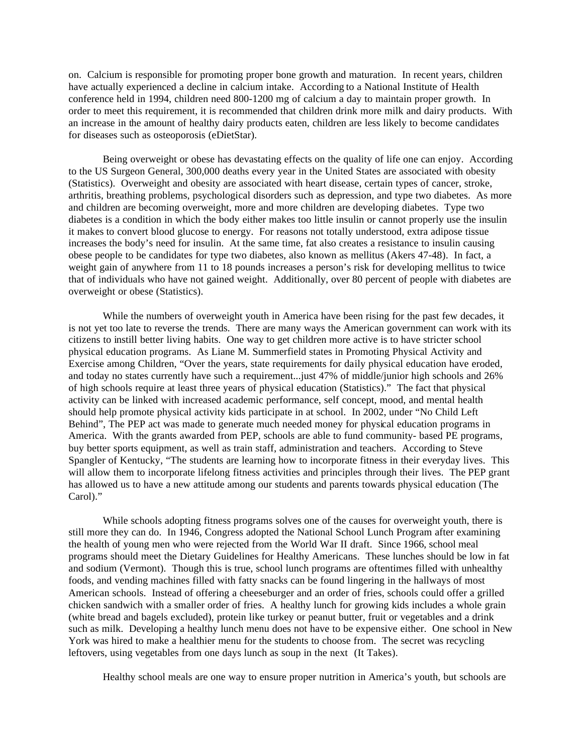on. Calcium is responsible for promoting proper bone growth and maturation. In recent years, children have actually experienced a decline in calcium intake. According to a National Institute of Health conference held in 1994, children need 800-1200 mg of calcium a day to maintain proper growth. In order to meet this requirement, it is recommended that children drink more milk and dairy products. With an increase in the amount of healthy dairy products eaten, children are less likely to become candidates for diseases such as osteoporosis (eDietStar).

Being overweight or obese has devastating effects on the quality of life one can enjoy. According to the US Surgeon General, 300,000 deaths every year in the United States are associated with obesity (Statistics). Overweight and obesity are associated with heart disease, certain types of cancer, stroke, arthritis, breathing problems, psychological disorders such as depression, and type two diabetes. As more and children are becoming overweight, more and more children are developing diabetes. Type two diabetes is a condition in which the body either makes too little insulin or cannot properly use the insulin it makes to convert blood glucose to energy. For reasons not totally understood, extra adipose tissue increases the body's need for insulin. At the same time, fat also creates a resistance to insulin causing obese people to be candidates for type two diabetes, also known as mellitus (Akers 47-48). In fact, a weight gain of anywhere from 11 to 18 pounds increases a person's risk for developing mellitus to twice that of individuals who have not gained weight. Additionally, over 80 percent of people with diabetes are overweight or obese (Statistics).

While the numbers of overweight youth in America have been rising for the past few decades, it is not yet too late to reverse the trends. There are many ways the American government can work with its citizens to instill better living habits. One way to get children more active is to have stricter school physical education programs. As Liane M. Summerfield states in Promoting Physical Activity and Exercise among Children, "Over the years, state requirements for daily physical education have eroded, and today no states currently have such a requirement...just 47% of middle/junior high schools and 26% of high schools require at least three years of physical education (Statistics)." The fact that physical activity can be linked with increased academic performance, self concept, mood, and mental health should help promote physical activity kids participate in at school. In 2002, under "No Child Left Behind", The PEP act was made to generate much needed money for physical education programs in America. With the grants awarded from PEP, schools are able to fund community- based PE programs, buy better sports equipment, as well as train staff, administration and teachers. According to Steve Spangler of Kentucky, "The students are learning how to incorporate fitness in their everyday lives. This will allow them to incorporate lifelong fitness activities and principles through their lives. The PEP grant has allowed us to have a new attitude among our students and parents towards physical education (The Carol)."

While schools adopting fitness programs solves one of the causes for overweight youth, there is still more they can do. In 1946, Congress adopted the National School Lunch Program after examining the health of young men who were rejected from the World War II draft. Since 1966, school meal programs should meet the Dietary Guidelines for Healthy Americans. These lunches should be low in fat and sodium (Vermont). Though this is true, school lunch programs are oftentimes filled with unhealthy foods, and vending machines filled with fatty snacks can be found lingering in the hallways of most American schools. Instead of offering a cheeseburger and an order of fries, schools could offer a grilled chicken sandwich with a smaller order of fries. A healthy lunch for growing kids includes a whole grain (white bread and bagels excluded), protein like turkey or peanut butter, fruit or vegetables and a drink such as milk. Developing a healthy lunch menu does not have to be expensive either. One school in New York was hired to make a healthier menu for the students to choose from. The secret was recycling leftovers, using vegetables from one days lunch as soup in the next (It Takes).

Healthy school meals are one way to ensure proper nutrition in America's youth, but schools are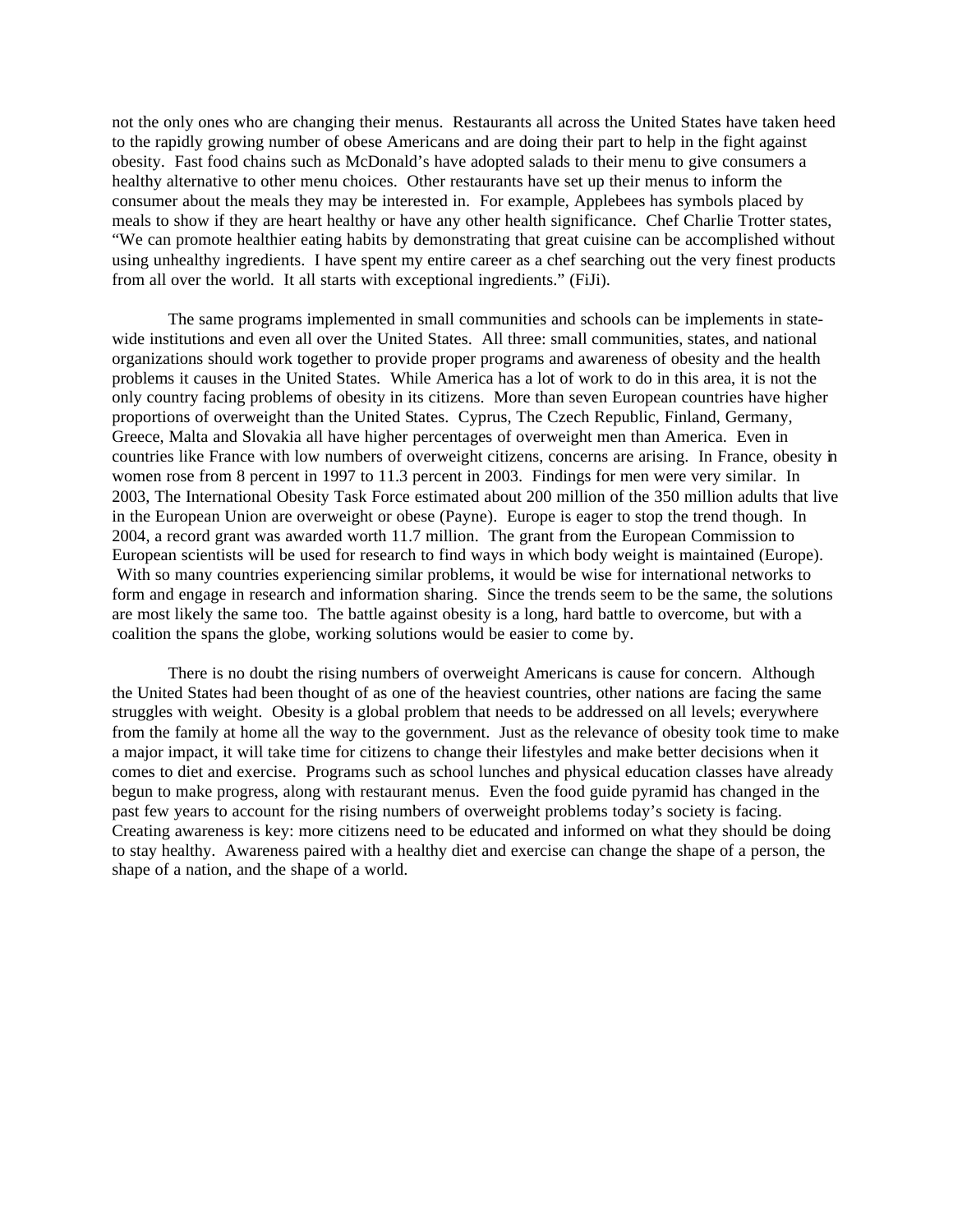not the only ones who are changing their menus. Restaurants all across the United States have taken heed to the rapidly growing number of obese Americans and are doing their part to help in the fight against obesity. Fast food chains such as McDonald's have adopted salads to their menu to give consumers a healthy alternative to other menu choices. Other restaurants have set up their menus to inform the consumer about the meals they may be interested in. For example, Applebees has symbols placed by meals to show if they are heart healthy or have any other health significance. Chef Charlie Trotter states, "We can promote healthier eating habits by demonstrating that great cuisine can be accomplished without using unhealthy ingredients. I have spent my entire career as a chef searching out the very finest products from all over the world. It all starts with exceptional ingredients." (FiJi).

The same programs implemented in small communities and schools can be implements in state-wide institutions and even all over the United States. All three: small communities, states, and national organizations should work together to provide proper programs and awareness of obesity and the health problems it causes in the United States. While America has a lot of work to do in this area, it is not the only country facing problems of obesity in its citizens. More than seven European countries have higher proportions of overweight than the United States. Cyprus, The Czech Republic, Finland, Germany, Greece, Malta and Slovakia all have higher percentages of overweight men than America. Even in countries like France with low numbers of overweight citizens, concerns are arising. In France, obesity in women rose from 8 percent in 1997 to 11.3 percent in 2003. Findings for men were very similar. In 2003, The International Obesity Task Force estimated about 200 million of the 350 million adults that live in the European Union are overweight or obese (Payne). Europe is eager to stop the trend though. In 2004, a record grant was awarded worth 11.7 million. The grant from the European Commission to European scientists will be used for research to find ways in which body weight is maintained (Europe). With so many countries experiencing similar problems, it would be wise for international networks to form and engage in research and information sharing. Since the trends seem to be the same, the solutions are most likely the same too. The battle against obesity is a long, hard battle to overcome, but with a coalition the spans the globe, working solutions would be easier to come by.

There is no doubt the rising numbers of overweight Americans is cause for concern. Although the United States had been thought of as one of the heaviest countries, other nations are facing the same struggles with weight. Obesity is a global problem that needs to be addressed on all levels; everywhere from the family at home all the way to the government. Just as the relevance of obesity took time to make a major impact, it will take time for citizens to change their lifestyles and make better decisions when it comes to diet and exercise. Programs such as school lunches and physical education classes have already begun to make progress, along with restaurant menus. Even the food guide pyramid has changed in the past few years to account for the rising numbers of overweight problems today's society is facing. Creating awareness is key: more citizens need to be educated and informed on what they should be doing to stay healthy. Awareness paired with a healthy diet and exercise can change the shape of a person, the shape of a nation, and the shape of a world.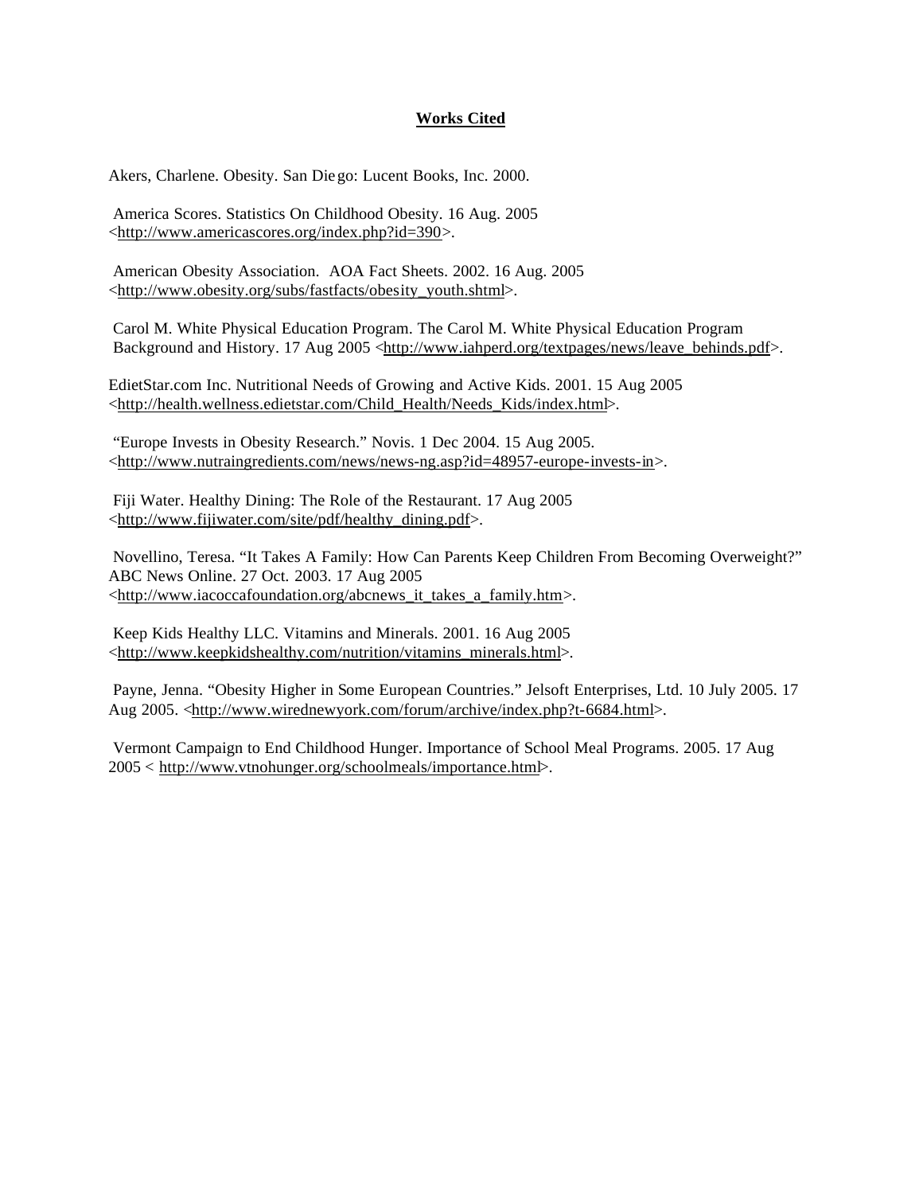**Works Cited**

Akers, Charlene. Obesity. San Diego: Lucent Books, Inc. 2000.

America Scores. Statistics On Childhood Obesity. 16 Aug. 2005 <http://www.americascores.org/index.php?id=390>.

American Obesity Association. AOA Fact Sheets. 2002. 16 Aug. 2005 <http://www.obesity.org/subs/fastfacts/obesity_youth.shtml>.

Carol M. White Physical Education Program. The Carol M. White Physical Education Program Background and History. 17 Aug 2005 <http://www.iahperd.org/textpages/news/leave_behinds.pdf>.

EdietStar.com Inc. Nutritional Needs of Growing and Active Kids. 2001. 15 Aug 2005 <http://health.wellness.edietstar.com/Child_Health/Needs_Kids/index.html>.

"Europe Invests in Obesity Research." Novis. 1 Dec 2004. 15 Aug 2005. <http://www.nutraingredients.com/news/news-ng.asp?id=48957-europe-invests-in>.

Fiji Water. Healthy Dining: The Role of the Restaurant. 17 Aug 2005 <http://www.fijiwater.com/site/pdf/healthy_dining.pdf>.

Novellino, Teresa. "It Takes A Family: How Can Parents Keep Children From Becoming Overweight?" ABC News Online. 27 Oct. 2003. 17 Aug 2005 <http://www.iacoccafoundation.org/abcnews_it_takes_a_family.htm>.

Keep Kids Healthy LLC. Vitamins and Minerals. 2001. 16 Aug 2005 <http://www.keepkidshealthy.com/nutrition/vitamins_minerals.html>.

Payne, Jenna. "Obesity Higher in Some European Countries." Jelsoft Enterprises, Ltd. 10 July 2005. 17 Aug 2005. <http://www.wirednewyork.com/forum/archive/index.php?t-6684.html>.

Vermont Campaign to End Childhood Hunger. Importance of School Meal Programs. 2005. 17 Aug 2005 < http://www.vtnohunger.org/schoolmeals/importance.html>.